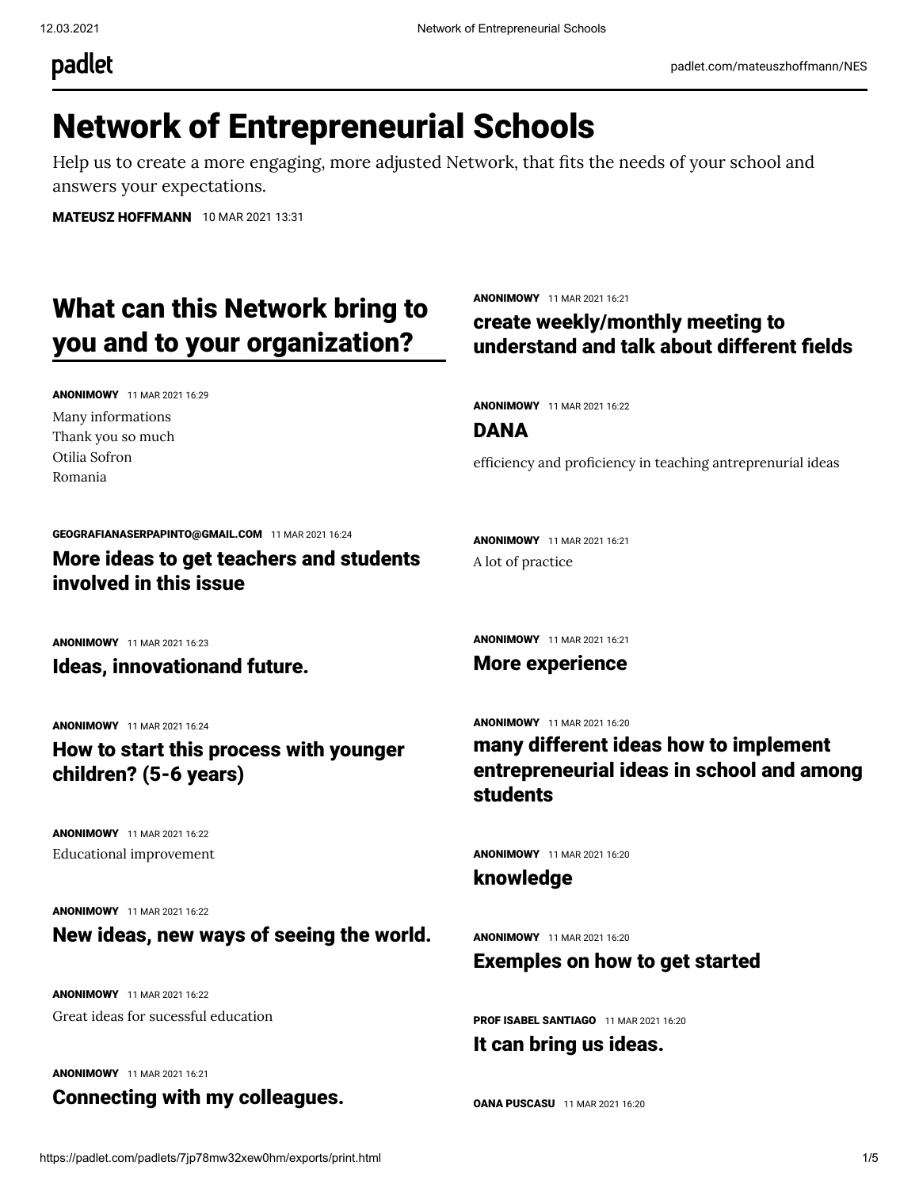# Network of Entrepreneurial Schools

Help us to create a more engaging, more adjusted Network, that fits the needs of your school and answers your expectations.

**MATEUSZ HOFFMANN** 10 MAR 2021 13:31

## What can this Network bring to you and to your organization?

**ANONIMOWY** 11 MAR 2021 16:29

Many informations
Thank you so much
Otilia Sofron
Romania

**GEOGRAFIANASERPAPINTO@GMAIL.COM** 11 MAR 2021 16:24

### More ideas to get teachers and students involved in this issue

**ANONIMOWY** 11 MAR 2021 16:23

### Ideas, innovationand future.

**ANONIMOWY** 11 MAR 2021 16:24

### How to start this process with younger children? (5-6 years)

**ANONIMOWY** 11 MAR 2021 16:22

Educational improvement

**ANONIMOWY** 11 MAR 2021 16:22

### New ideas, new ways of seeing the world.

**ANONIMOWY** 11 MAR 2021 16:22

Great ideas for sucessful education

**ANONIMOWY** 11 MAR 2021 16:21

### Connecting with my colleagues.

**ANONIMOWY** 11 MAR 2021 16:21

### create weekly/monthly meeting to understand and talk about different fields

**ANONIMOWY** 11 MAR 2021 16:22

### DANA

efficiency and proficiency in teaching antreprenurial ideas

**ANONIMOWY** 11 MAR 2021 16:21

A lot of practice

**ANONIMOWY** 11 MAR 2021 16:21

### More experience

**ANONIMOWY** 11 MAR 2021 16:20

### many different ideas how to implement entrepreneurial ideas in school and among students

**ANONIMOWY** 11 MAR 2021 16:20

### knowledge

**ANONIMOWY** 11 MAR 2021 16:20

### Exemples on how to get started

**PROF ISABEL SANTIAGO** 11 MAR 2021 16:20

### It can bring us ideas.

**OANA PUSCASU** 11 MAR 2021 16:20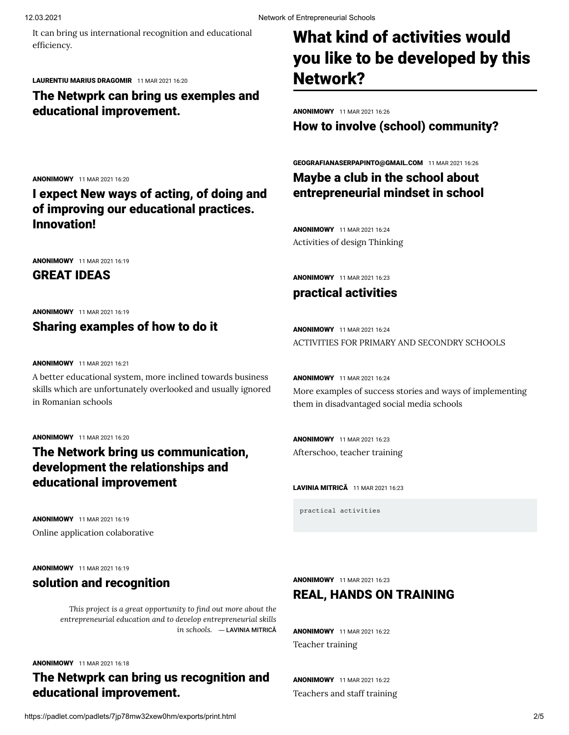It can bring us international recognition and educational efficiency.

**LAURENTIU MARIUS DRAGOMIR** 11 MAR 2021 16:20

### The Netwprk can bring us exemples and educational improvement.

**ANONIMOWY** 11 MAR 2021 16:20

### I expect New ways of acting, of doing and of improving our educational practices. Innovation!

**ANONIMOWY** 11 MAR 2021 16:19

### GREAT IDEAS

**ANONIMOWY** 11 MAR 2021 16:19

### Sharing examples of how to do it

**ANONIMOWY** 11 MAR 2021 16:21

A better educational system, more inclined towards business skills which are unfortunately overlooked and usually ignored in Romanian schools

**ANONIMOWY** 11 MAR 2021 16:20

### The Network bring us communication, development the relationships and educational improvement

**ANONIMOWY** 11 MAR 2021 16:19

Online application colaborative

**ANONIMOWY** 11 MAR 2021 16:19

### solution and recognition

> *This project is a great opportunity to find out more about the entrepreneurial education and to develop entrepreneurial skills in schools.* — LAVINIA MITRICĂ

**ANONIMOWY** 11 MAR 2021 16:18

### The Netwprk can bring us recognition and educational improvement.

## What kind of activities would you like to be developed by this Network?

**ANONIMOWY** 11 MAR 2021 16:26

### How to involve (school) community?

**GEOGRAFIANASERPAPINTO@GMAIL.COM** 11 MAR 2021 16:26

### Maybe a club in the school about entrepreneurial mindset in school

**ANONIMOWY** 11 MAR 2021 16:24

Activities of design Thinking

**ANONIMOWY** 11 MAR 2021 16:23

### practical activities

**ANONIMOWY** 11 MAR 2021 16:24

ACTIVITIES FOR PRIMARY AND SECONDRY SCHOOLS

**ANONIMOWY** 11 MAR 2021 16:24

More examples of success stories and ways of implementing them in disadvantaged social media schools

**ANONIMOWY** 11 MAR 2021 16:23

Afterschoo, teacher training

**LAVINIA MITRICĂ** 11 MAR 2021 16:23

```
practical activities
```

**ANONIMOWY** 11 MAR 2021 16:23

### REAL, HANDS ON TRAINING

**ANONIMOWY** 11 MAR 2021 16:22

Teacher training

**ANONIMOWY** 11 MAR 2021 16:22

Teachers and staff training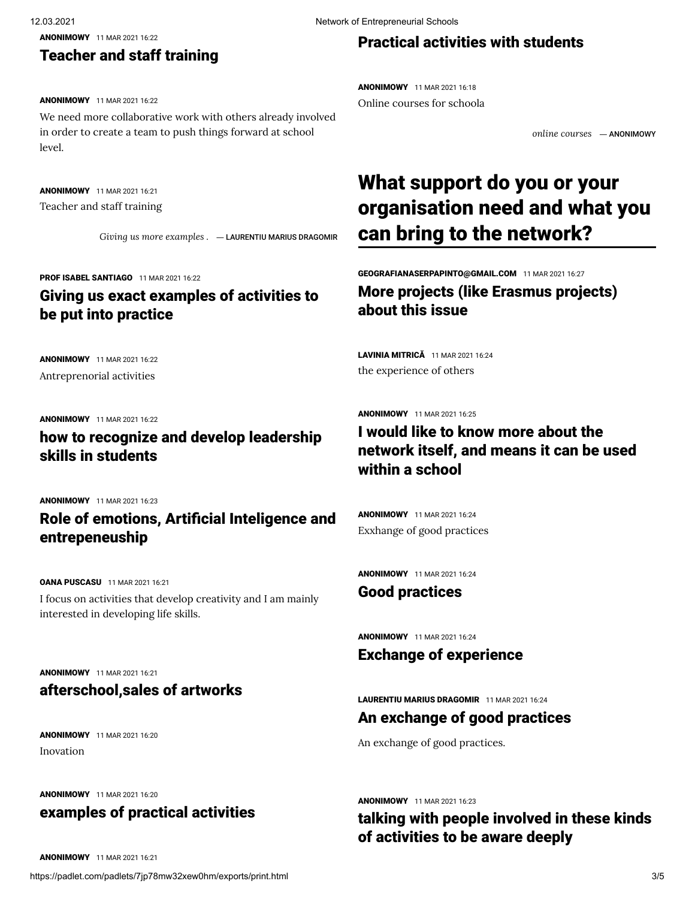ANONIMOWY 11 MAR 2021 16:22

### Teacher and staff training

ANONIMOWY 11 MAR 2021 16:22

We need more collaborative work with others already involved in order to create a team to push things forward at school level.

ANONIMOWY 11 MAR 2021 16:21

Teacher and staff training

*Giving us more examples .* — LAURENTIU MARIUS DRAGOMIR

PROF ISABEL SANTIAGO 11 MAR 2021 16:22

### Giving us exact examples of activities to be put into practice

ANONIMOWY 11 MAR 2021 16:22

Antreprenorial activities

ANONIMOWY 11 MAR 2021 16:22

### how to recognize and develop leadership skills in students

ANONIMOWY 11 MAR 2021 16:23

### Role of emotions, Artificial Inteligence and entrepeneuship

OANA PUSCASU 11 MAR 2021 16:21

I focus on activities that develop creativity and I am mainly interested in developing life skills.

ANONIMOWY 11 MAR 2021 16:21

### afterschool,sales of artworks

ANONIMOWY 11 MAR 2021 16:20

Inovation

ANONIMOWY 11 MAR 2021 16:20

### examples of practical activities

ANONIMOWY 11 MAR 2021 16:21

### Practical activities with students

ANONIMOWY 11 MAR 2021 16:18

Online courses for schoola

*online courses* — ANONIMOWY

## What support do you or your organisation need and what you can bring to the network?

GEOGRAFIANASERPAPINTO@GMAIL.COM 11 MAR 2021 16:27

### More projects (like Erasmus projects) about this issue

LAVINIA MITRICĂ 11 MAR 2021 16:24

the experience of others

ANONIMOWY 11 MAR 2021 16:25

### I would like to know more about the network itself, and means it can be used within a school

ANONIMOWY 11 MAR 2021 16:24

Exxhange of good practices

ANONIMOWY 11 MAR 2021 16:24

### Good practices

ANONIMOWY 11 MAR 2021 16:24

### Exchange of experience

LAURENTIU MARIUS DRAGOMIR 11 MAR 2021 16:24

### An exchange of good practices

An exchange of good practices.

ANONIMOWY 11 MAR 2021 16:23

### talking with people involved in these kinds of activities to be aware deeply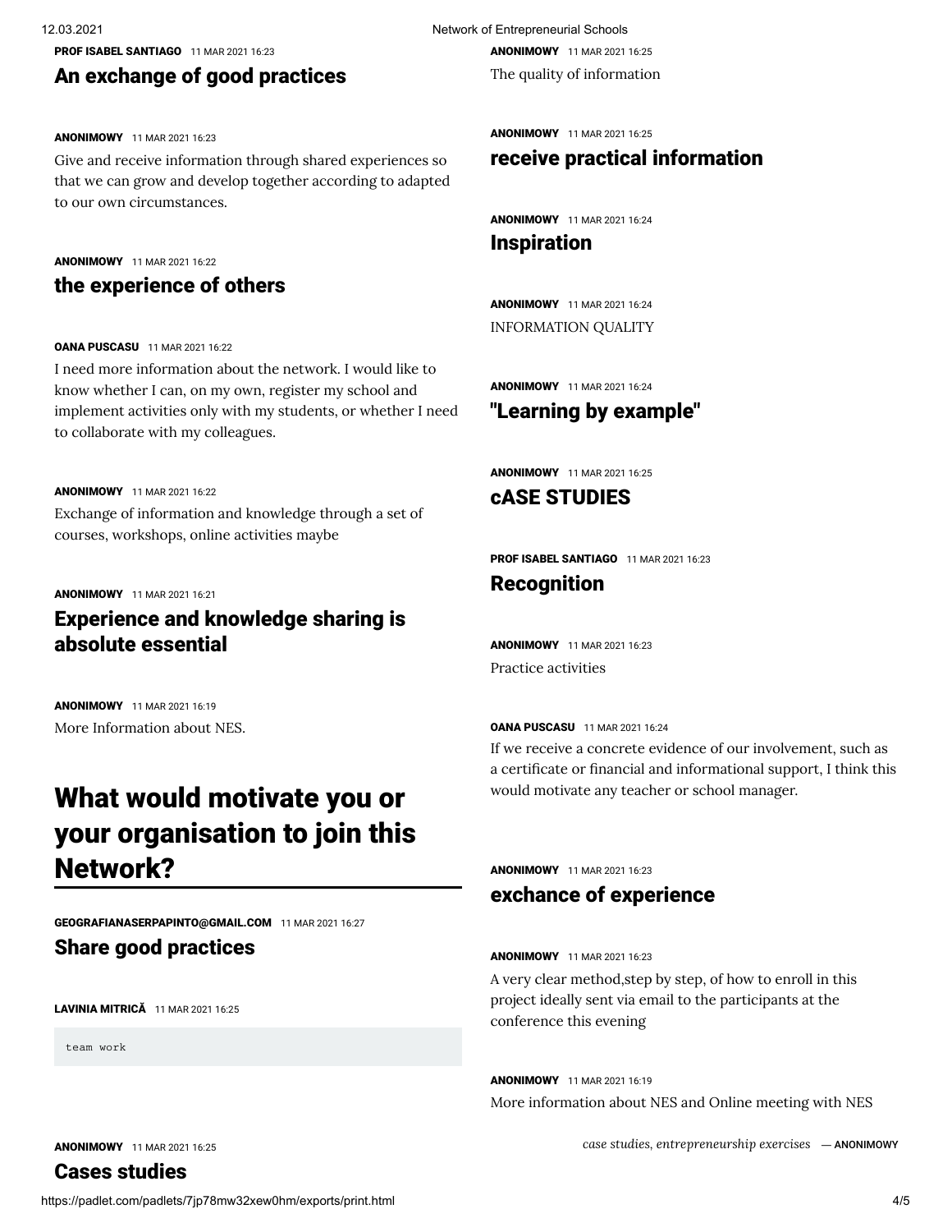**PROF ISABEL SANTIAGO** 11 MAR 2021 16:23

### An exchange of good practices

**ANONIMOWY** 11 MAR 2021 16:23

Give and receive information through shared experiences so that we can grow and develop together according to adapted to our own circumstances.

**ANONIMOWY** 11 MAR 2021 16:22

### the experience of others

**OANA PUSCASU** 11 MAR 2021 16:22

I need more information about the network. I would like to know whether I can, on my own, register my school and implement activities only with my students, or whether I need to collaborate with my colleagues.

**ANONIMOWY** 11 MAR 2021 16:22

Exchange of information and knowledge through a set of courses, workshops, online activities maybe

**ANONIMOWY** 11 MAR 2021 16:21

### Experience and knowledge sharing is absolute essential

**ANONIMOWY** 11 MAR 2021 16:19

More Information about NES.

## What would motivate you or your organisation to join this Network?

**GEOGRAFIANASERPAPINTO@GMAIL.COM** 11 MAR 2021 16:27

### Share good practices

**LAVINIA MITRICĂ** 11 MAR 2021 16:25

```
team work
```

**ANONIMOWY** 11 MAR 2021 16:25

### Cases studies

**ANONIMOWY** 11 MAR 2021 16:25

The quality of information

**ANONIMOWY** 11 MAR 2021 16:25

### receive practical information

**ANONIMOWY** 11 MAR 2021 16:24

### Inspiration

**ANONIMOWY** 11 MAR 2021 16:24

INFORMATION QUALITY

**ANONIMOWY** 11 MAR 2021 16:24

### "Learning by example"

**ANONIMOWY** 11 MAR 2021 16:25

### cASE STUDIES

**PROF ISABEL SANTIAGO** 11 MAR 2021 16:23

### Recognition

**ANONIMOWY** 11 MAR 2021 16:23

Practice activities

**OANA PUSCASU** 11 MAR 2021 16:24

If we receive a concrete evidence of our involvement, such as a certificate or financial and informational support, I think this would motivate any teacher or school manager.

**ANONIMOWY** 11 MAR 2021 16:23

### exchance of experience

**ANONIMOWY** 11 MAR 2021 16:23

A very clear method,step by step, of how to enroll in this project ideally sent via email to the participants at the conference this evening

**ANONIMOWY** 11 MAR 2021 16:19

More information about NES and Online meeting with NES

*case studies, entrepreneurship exercises* — **ANONIMOWY**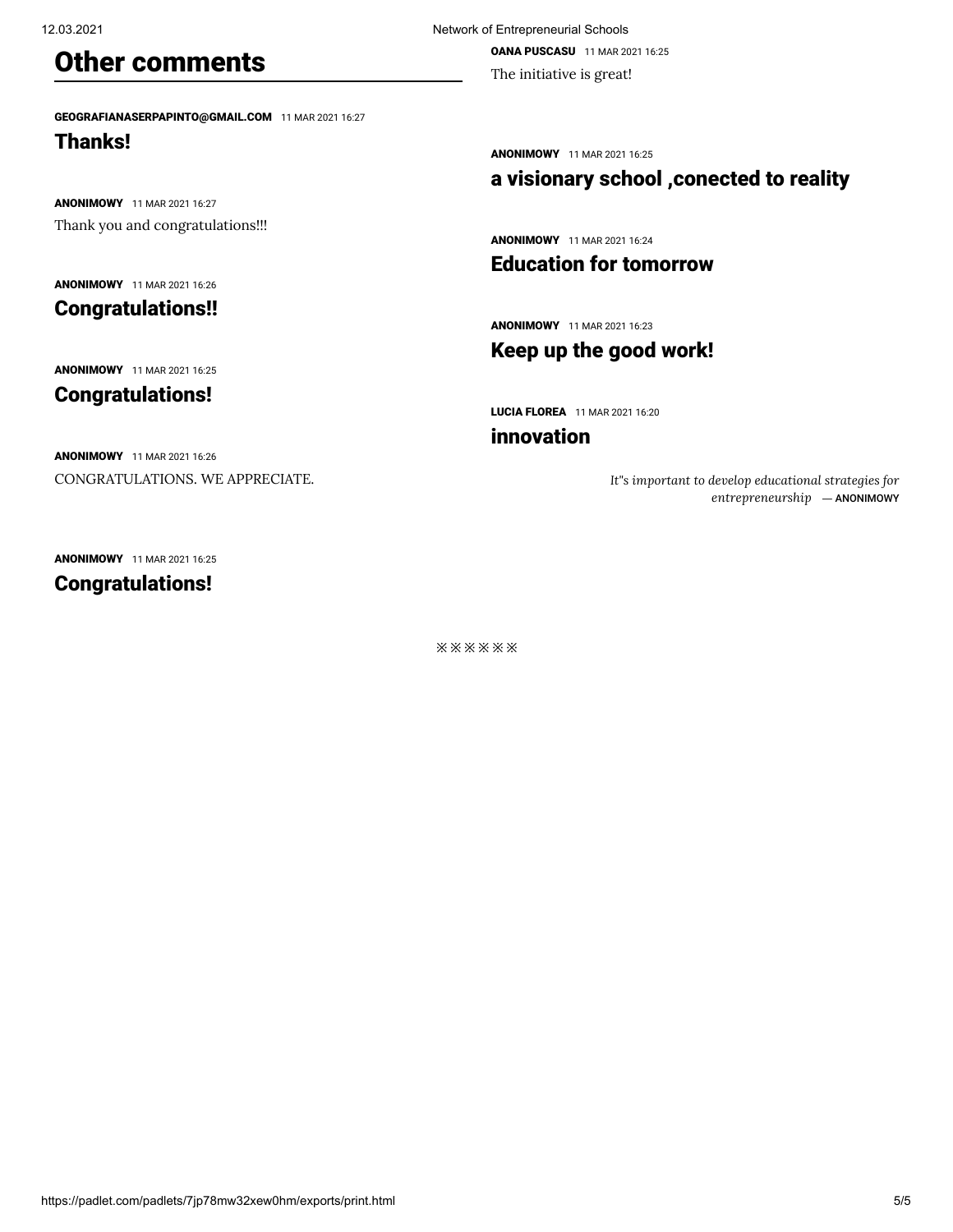## Other comments

**GEOGRAFIANASERPAPINTO@GMAIL.COM** 11 MAR 2021 16:27

### Thanks!

**ANONIMOWY** 11 MAR 2021 16:27

Thank you and congratulations!!!

**ANONIMOWY** 11 MAR 2021 16:26

### Congratulations!!

**ANONIMOWY** 11 MAR 2021 16:25

### Congratulations!

**ANONIMOWY** 11 MAR 2021 16:26

CONGRATULATIONS. WE APPRECIATE.

**ANONIMOWY** 11 MAR 2021 16:25

### Congratulations!

**OANA PUSCASU** 11 MAR 2021 16:25

The initiative is great!

**ANONIMOWY** 11 MAR 2021 16:25

### a visionary school ,conected to reality

**ANONIMOWY** 11 MAR 2021 16:24

### Education for tomorrow

**ANONIMOWY** 11 MAR 2021 16:23

### Keep up the good work!

**LUCIA FLOREA** 11 MAR 2021 16:20

### innovation

*It"s important to develop educational strategies for entrepreneurship* — **ANONIMOWY**

※※※※※※